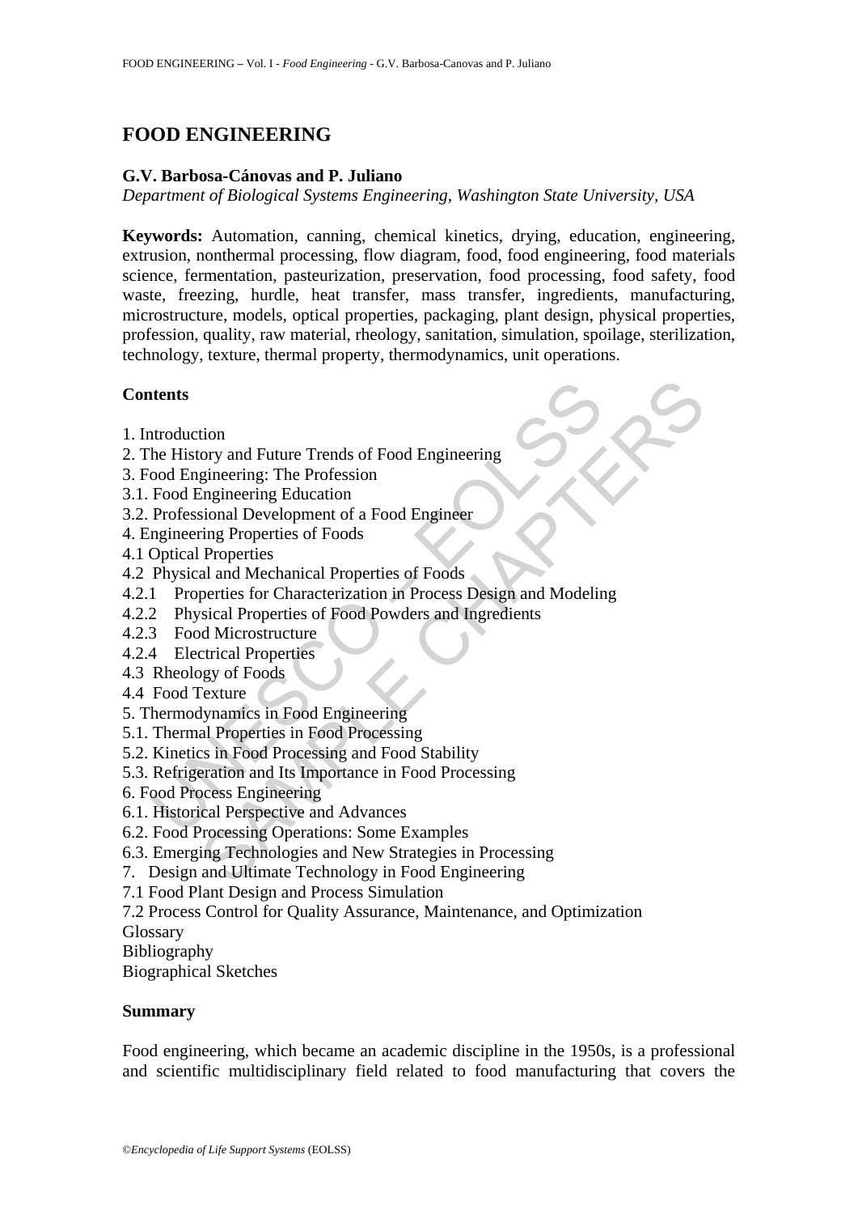# FOOD ENGINEERING

**G.V. Barbosa-Cánovas and P. Juliano**

*Department of Biological Systems Engineering, Washington State University, USA*

**Keywords:** Automation, canning, chemical kinetics, drying, education, engineering, extrusion, nonthermal processing, flow diagram, food, food engineering, food materials science, fermentation, pasteurization, preservation, food processing, food safety, food waste, freezing, hurdle, heat transfer, mass transfer, ingredients, manufacturing, microstructure, models, optical properties, packaging, plant design, physical properties, profession, quality, raw material, rheology, sanitation, simulation, spoilage, sterilization, technology, texture, thermal property, thermodynamics, unit operations.

## Contents

1. Introduction
2. The History and Future Trends of Food Engineering
3. Food Engineering: The Profession
3.1. Food Engineering Education
3.2. Professional Development of a Food Engineer
4. Engineering Properties of Foods
4.1 Optical Properties
4.2 Physical and Mechanical Properties of Foods
4.2.1 Properties for Characterization in Process Design and Modeling
4.2.2 Physical Properties of Food Powders and Ingredients
4.2.3 Food Microstructure
4.2.4 Electrical Properties
4.3 Rheology of Foods
4.4 Food Texture
5. Thermodynamics in Food Engineering
5.1. Thermal Properties in Food Processing
5.2. Kinetics in Food Processing and Food Stability
5.3. Refrigeration and Its Importance in Food Processing
6. Food Process Engineering
6.1. Historical Perspective and Advances
6.2. Food Processing Operations: Some Examples
6.3. Emerging Technologies and New Strategies in Processing
7. Design and Ultimate Technology in Food Engineering
7.1 Food Plant Design and Process Simulation
7.2 Process Control for Quality Assurance, Maintenance, and Optimization
Glossary
Bibliography
Biographical Sketches

## Summary

Food engineering, which became an academic discipline in the 1950s, is a professional and scientific multidisciplinary field related to food manufacturing that covers the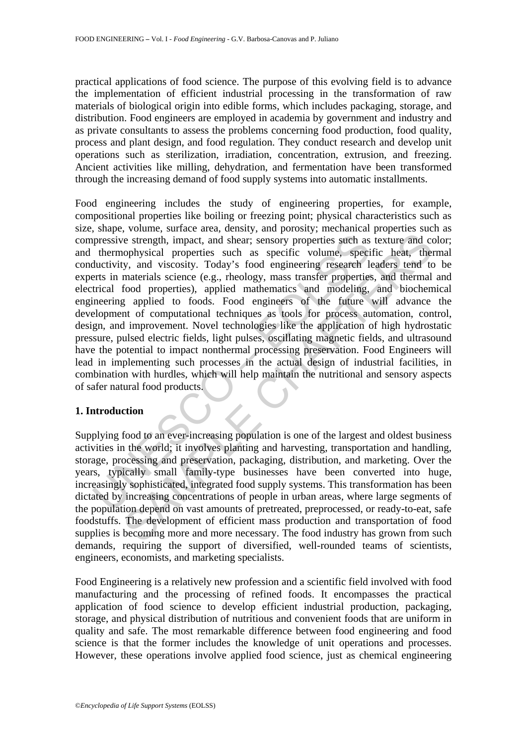practical applications of food science. The purpose of this evolving field is to advance the implementation of efficient industrial processing in the transformation of raw materials of biological origin into edible forms, which includes packaging, storage, and distribution. Food engineers are employed in academia by government and industry and as private consultants to assess the problems concerning food production, food quality, process and plant design, and food regulation. They conduct research and develop unit operations such as sterilization, irradiation, concentration, extrusion, and freezing. Ancient activities like milling, dehydration, and fermentation have been transformed through the increasing demand of food supply systems into automatic installments.

Food engineering includes the study of engineering properties, for example, compositional properties like boiling or freezing point; physical characteristics such as size, shape, volume, surface area, density, and porosity; mechanical properties such as compressive strength, impact, and shear; sensory properties such as texture and color; and thermophysical properties such as specific volume, specific heat, thermal conductivity, and viscosity. Today's food engineering research leaders tend to be experts in materials science (e.g., rheology, mass transfer properties, and thermal and electrical food properties), applied mathematics and modeling, and biochemical engineering applied to foods. Food engineers of the future will advance the development of computational techniques as tools for process automation, control, design, and improvement. Novel technologies like the application of high hydrostatic pressure, pulsed electric fields, light pulses, oscillating magnetic fields, and ultrasound have the potential to impact nonthermal processing preservation. Food Engineers will lead in implementing such processes in the actual design of industrial facilities, in combination with hurdles, which will help maintain the nutritional and sensory aspects of safer natural food products.

## 1. Introduction

Supplying food to an ever-increasing population is one of the largest and oldest business activities in the world; it involves planting and harvesting, transportation and handling, storage, processing and preservation, packaging, distribution, and marketing. Over the years, typically small family-type businesses have been converted into huge, increasingly sophisticated, integrated food supply systems. This transformation has been dictated by increasing concentrations of people in urban areas, where large segments of the population depend on vast amounts of pretreated, preprocessed, or ready-to-eat, safe foodstuffs. The development of efficient mass production and transportation of food supplies is becoming more and more necessary. The food industry has grown from such demands, requiring the support of diversified, well-rounded teams of scientists, engineers, economists, and marketing specialists.

Food Engineering is a relatively new profession and a scientific field involved with food manufacturing and the processing of refined foods. It encompasses the practical application of food science to develop efficient industrial production, packaging, storage, and physical distribution of nutritious and convenient foods that are uniform in quality and safe. The most remarkable difference between food engineering and food science is that the former includes the knowledge of unit operations and processes. However, these operations involve applied food science, just as chemical engineering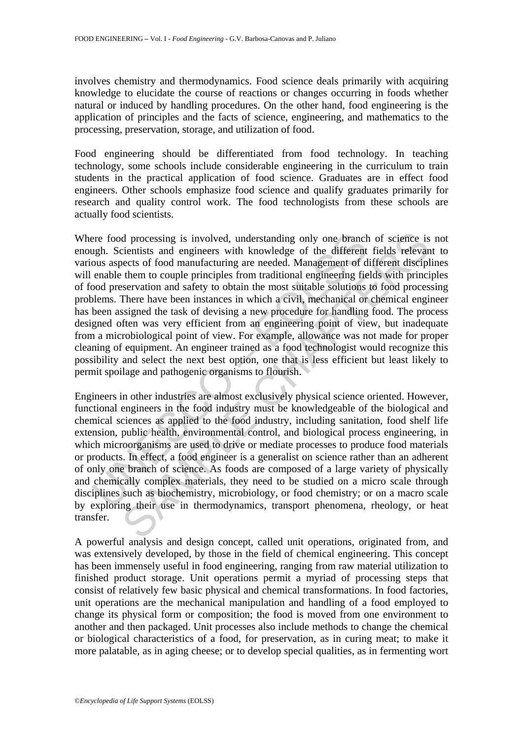involves chemistry and thermodynamics. Food science deals primarily with acquiring knowledge to elucidate the course of reactions or changes occurring in foods whether natural or induced by handling procedures. On the other hand, food engineering is the application of principles and the facts of science, engineering, and mathematics to the processing, preservation, storage, and utilization of food.

Food engineering should be differentiated from food technology. In teaching technology, some schools include considerable engineering in the curriculum to train students in the practical application of food science. Graduates are in effect food engineers. Other schools emphasize food science and qualify graduates primarily for research and quality control work. The food technologists from these schools are actually food scientists.

Where food processing is involved, understanding only one branch of science is not enough. Scientists and engineers with knowledge of the different fields relevant to various aspects of food manufacturing are needed. Management of different disciplines will enable them to couple principles from traditional engineering fields with principles of food preservation and safety to obtain the most suitable solutions to food processing problems. There have been instances in which a civil, mechanical or chemical engineer has been assigned the task of devising a new procedure for handling food. The process designed often was very efficient from an engineering point of view, but inadequate from a microbiological point of view. For example, allowance was not made for proper cleaning of equipment. An engineer trained as a food technologist would recognize this possibility and select the next best option, one that is less efficient but least likely to permit spoilage and pathogenic organisms to flourish.

Engineers in other industries are almost exclusively physical science oriented. However, functional engineers in the food industry must be knowledgeable of the biological and chemical sciences as applied to the food industry, including sanitation, food shelf life extension, public health, environmental control, and biological process engineering, in which microorganisms are used to drive or mediate processes to produce food materials or products. In effect, a food engineer is a generalist on science rather than an adherent of only one branch of science. As foods are composed of a large variety of physically and chemically complex materials, they need to be studied on a micro scale through disciplines such as biochemistry, microbiology, or food chemistry; or on a macro scale by exploring their use in thermodynamics, transport phenomena, rheology, or heat transfer.

A powerful analysis and design concept, called unit operations, originated from, and was extensively developed, by those in the field of chemical engineering. This concept has been immensely useful in food engineering, ranging from raw material utilization to finished product storage. Unit operations permit a myriad of processing steps that consist of relatively few basic physical and chemical transformations. In food factories, unit operations are the mechanical manipulation and handling of a food employed to change its physical form or composition; the food is moved from one environment to another and then packaged. Unit processes also include methods to change the chemical or biological characteristics of a food, for preservation, as in curing meat; to make it more palatable, as in aging cheese; or to develop special qualities, as in fermenting wort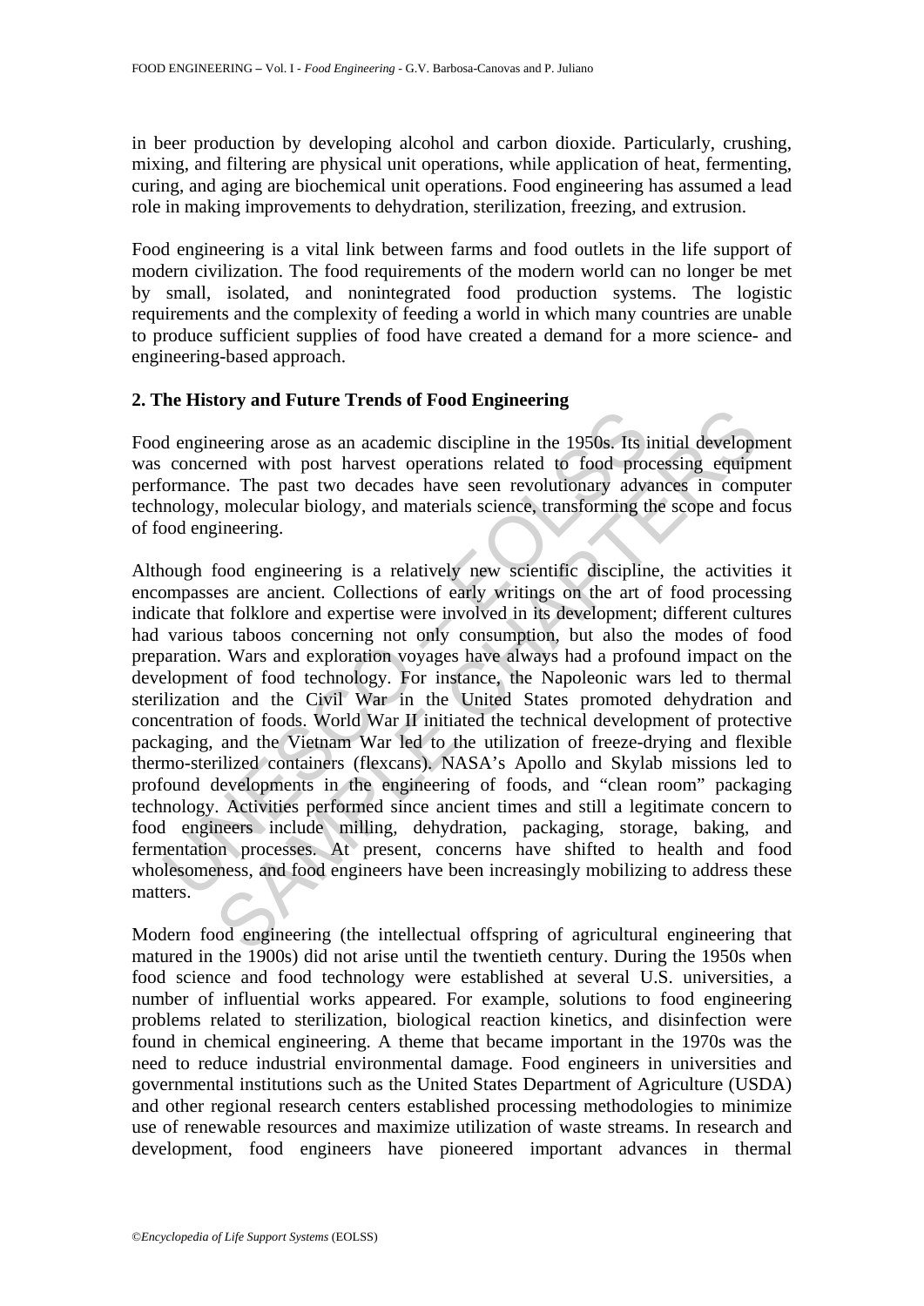in beer production by developing alcohol and carbon dioxide. Particularly, crushing, mixing, and filtering are physical unit operations, while application of heat, fermenting, curing, and aging are biochemical unit operations. Food engineering has assumed a lead role in making improvements to dehydration, sterilization, freezing, and extrusion.

Food engineering is a vital link between farms and food outlets in the life support of modern civilization. The food requirements of the modern world can no longer be met by small, isolated, and nonintegrated food production systems. The logistic requirements and the complexity of feeding a world in which many countries are unable to produce sufficient supplies of food have created a demand for a more science- and engineering-based approach.

## 2. The History and Future Trends of Food Engineering

Food engineering arose as an academic discipline in the 1950s. Its initial development was concerned with post harvest operations related to food processing equipment performance. The past two decades have seen revolutionary advances in computer technology, molecular biology, and materials science, transforming the scope and focus of food engineering.

Although food engineering is a relatively new scientific discipline, the activities it encompasses are ancient. Collections of early writings on the art of food processing indicate that folklore and expertise were involved in its development; different cultures had various taboos concerning not only consumption, but also the modes of food preparation. Wars and exploration voyages have always had a profound impact on the development of food technology. For instance, the Napoleonic wars led to thermal sterilization and the Civil War in the United States promoted dehydration and concentration of foods. World War II initiated the technical development of protective packaging, and the Vietnam War led to the utilization of freeze-drying and flexible thermo-sterilized containers (flexcans). NASA's Apollo and Skylab missions led to profound developments in the engineering of foods, and "clean room" packaging technology. Activities performed since ancient times and still a legitimate concern to food engineers include milling, dehydration, packaging, storage, baking, and fermentation processes. At present, concerns have shifted to health and food wholesomeness, and food engineers have been increasingly mobilizing to address these matters.

Modern food engineering (the intellectual offspring of agricultural engineering that matured in the 1900s) did not arise until the twentieth century. During the 1950s when food science and food technology were established at several U.S. universities, a number of influential works appeared. For example, solutions to food engineering problems related to sterilization, biological reaction kinetics, and disinfection were found in chemical engineering. A theme that became important in the 1970s was the need to reduce industrial environmental damage. Food engineers in universities and governmental institutions such as the United States Department of Agriculture (USDA) and other regional research centers established processing methodologies to minimize use of renewable resources and maximize utilization of waste streams. In research and development, food engineers have pioneered important advances in thermal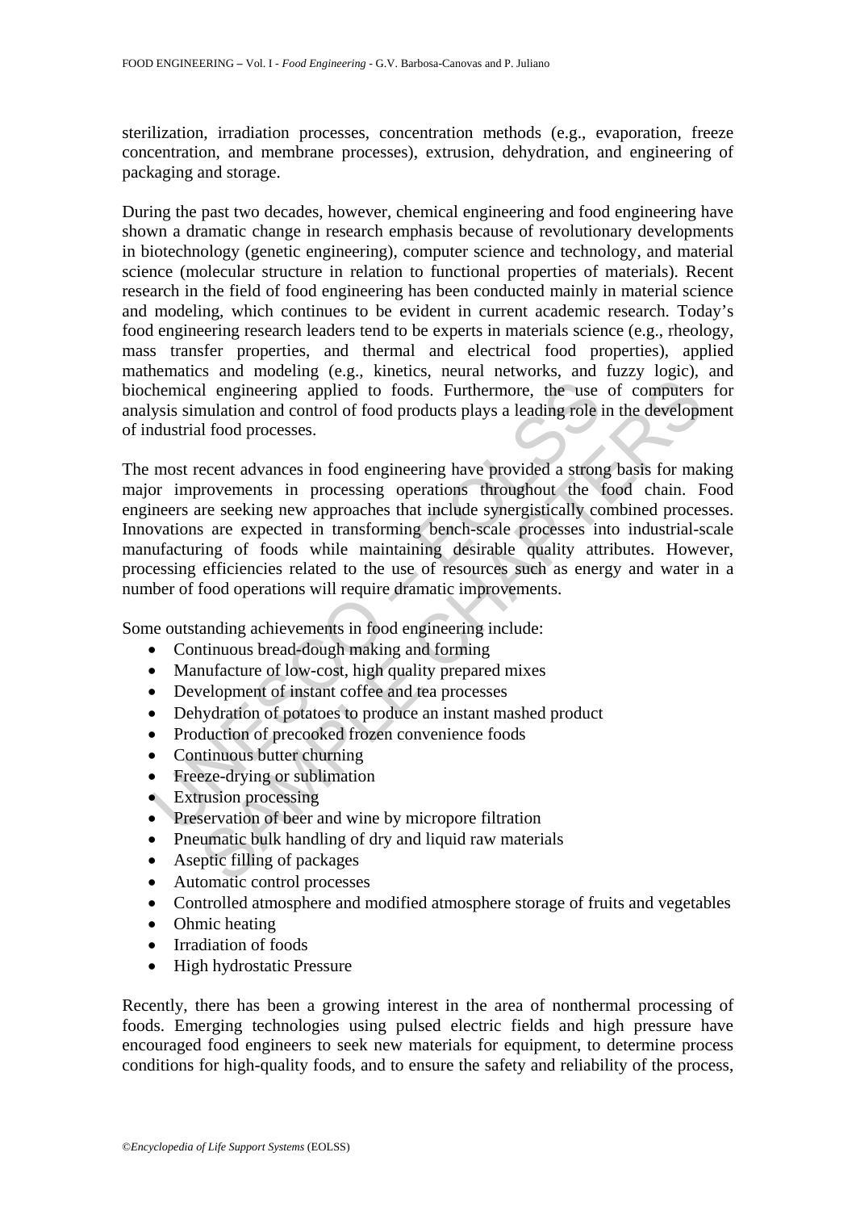sterilization, irradiation processes, concentration methods (e.g., evaporation, freeze concentration, and membrane processes), extrusion, dehydration, and engineering of packaging and storage.

During the past two decades, however, chemical engineering and food engineering have shown a dramatic change in research emphasis because of revolutionary developments in biotechnology (genetic engineering), computer science and technology, and material science (molecular structure in relation to functional properties of materials). Recent research in the field of food engineering has been conducted mainly in material science and modeling, which continues to be evident in current academic research. Today's food engineering research leaders tend to be experts in materials science (e.g., rheology, mass transfer properties, and thermal and electrical food properties), applied mathematics and modeling (e.g., kinetics, neural networks, and fuzzy logic), and biochemical engineering applied to foods. Furthermore, the use of computers for analysis simulation and control of food products plays a leading role in the development of industrial food processes.

The most recent advances in food engineering have provided a strong basis for making major improvements in processing operations throughout the food chain. Food engineers are seeking new approaches that include synergistically combined processes. Innovations are expected in transforming bench-scale processes into industrial-scale manufacturing of foods while maintaining desirable quality attributes. However, processing efficiencies related to the use of resources such as energy and water in a number of food operations will require dramatic improvements.

Some outstanding achievements in food engineering include:

- Continuous bread-dough making and forming
- Manufacture of low-cost, high quality prepared mixes
- Development of instant coffee and tea processes
- Dehydration of potatoes to produce an instant mashed product
- Production of precooked frozen convenience foods
- Continuous butter churning
- Freeze-drying or sublimation
- Extrusion processing
- Preservation of beer and wine by micropore filtration
- Pneumatic bulk handling of dry and liquid raw materials
- Aseptic filling of packages
- Automatic control processes
- Controlled atmosphere and modified atmosphere storage of fruits and vegetables
- Ohmic heating
- Irradiation of foods
- High hydrostatic Pressure

Recently, there has been a growing interest in the area of nonthermal processing of foods. Emerging technologies using pulsed electric fields and high pressure have encouraged food engineers to seek new materials for equipment, to determine process conditions for high-quality foods, and to ensure the safety and reliability of the process,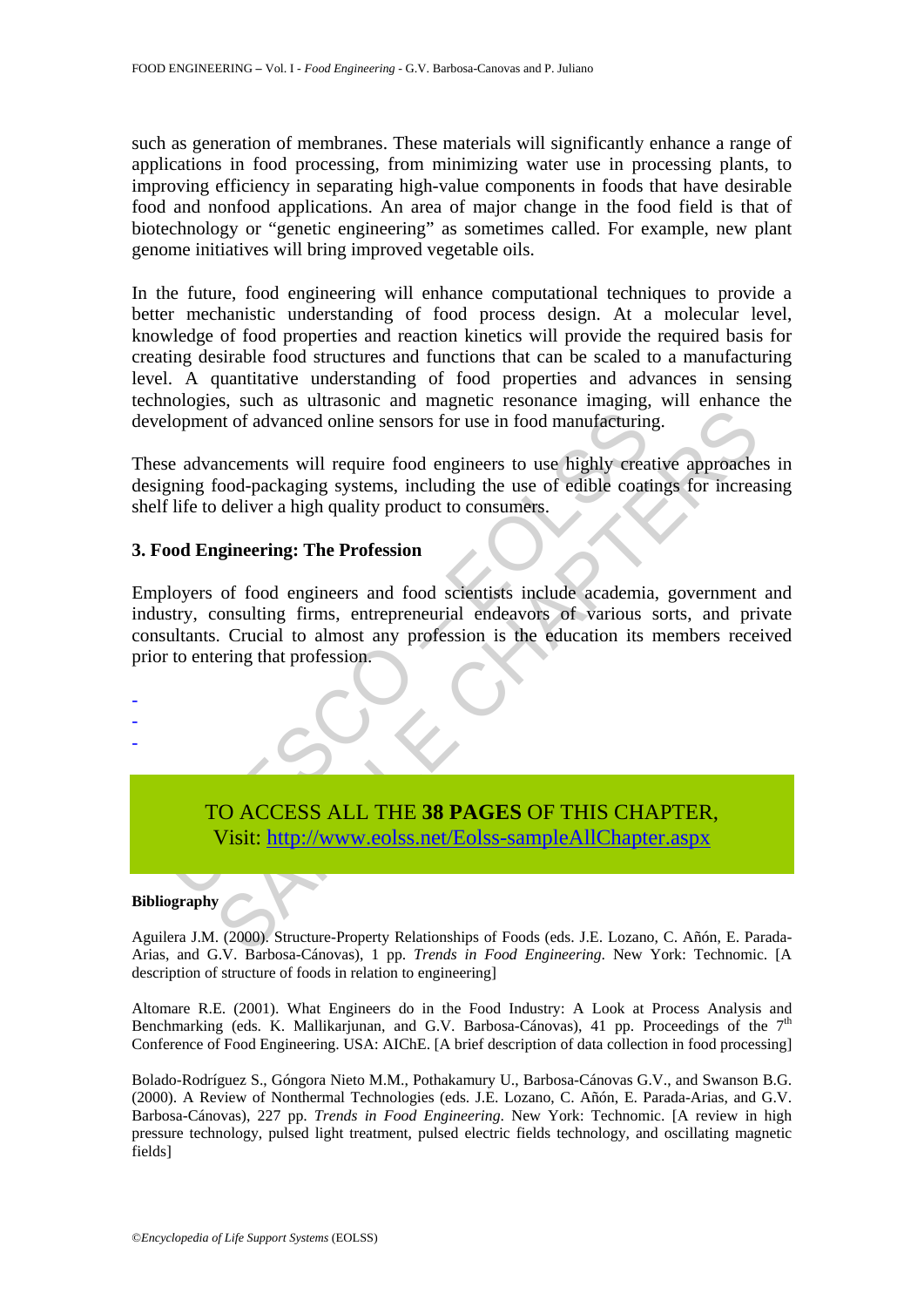such as generation of membranes. These materials will significantly enhance a range of applications in food processing, from minimizing water use in processing plants, to improving efficiency in separating high-value components in foods that have desirable food and nonfood applications. An area of major change in the food field is that of biotechnology or "genetic engineering" as sometimes called. For example, new plant genome initiatives will bring improved vegetable oils.

In the future, food engineering will enhance computational techniques to provide a better mechanistic understanding of food process design. At a molecular level, knowledge of food properties and reaction kinetics will provide the required basis for creating desirable food structures and functions that can be scaled to a manufacturing level. A quantitative understanding of food properties and advances in sensing technologies, such as ultrasonic and magnetic resonance imaging, will enhance the development of advanced online sensors for use in food manufacturing.

These advancements will require food engineers to use highly creative approaches in designing food-packaging systems, including the use of edible coatings for increasing shelf life to deliver a high quality product to consumers.

## 3. Food Engineering: The Profession

Employers of food engineers and food scientists include academia, government and industry, consulting firms, entrepreneurial endeavors of various sorts, and private consultants. Crucial to almost any profession is the education its members received prior to entering that profession.

-
-
-

TO ACCESS ALL THE **38 PAGES** OF THIS CHAPTER,
Visit: http://www.eolss.net/Eolss-sampleAllChapter.aspx

**Bibliography**

Aguilera J.M. (2000). Structure-Property Relationships of Foods (eds. J.E. Lozano, C. Añón, E. Parada-Arias, and G.V. Barbosa-Cánovas), 1 pp. *Trends in Food Engineering*. New York: Technomic. [A description of structure of foods in relation to engineering]

Altomare R.E. (2001). What Engineers do in the Food Industry: A Look at Process Analysis and Benchmarking (eds. K. Mallikarjunan, and G.V. Barbosa-Cánovas), 41 pp. Proceedings of the 7th Conference of Food Engineering. USA: AIChE. [A brief description of data collection in food processing]

Bolado-Rodríguez S., Góngora Nieto M.M., Pothakamury U., Barbosa-Cánovas G.V., and Swanson B.G. (2000). A Review of Nonthermal Technologies (eds. J.E. Lozano, C. Añón, E. Parada-Arias, and G.V. Barbosa-Cánovas), 227 pp. *Trends in Food Engineering*. New York: Technomic. [A review in high pressure technology, pulsed light treatment, pulsed electric fields technology, and oscillating magnetic fields]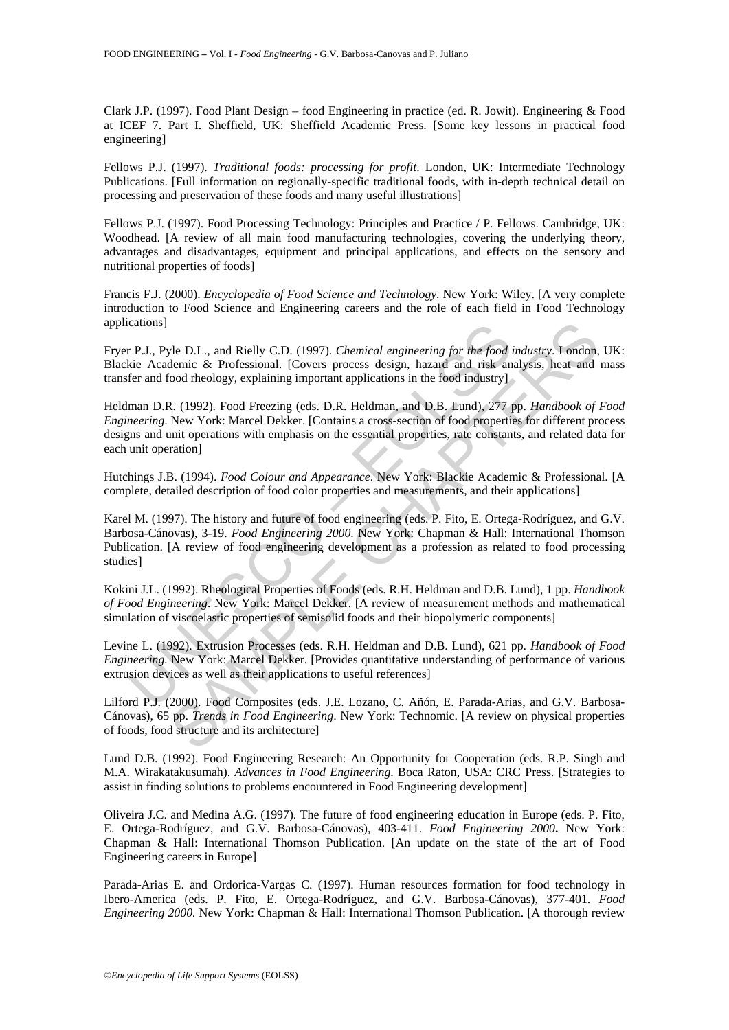Clark J.P. (1997). Food Plant Design – food Engineering in practice (ed. R. Jowit). Engineering & Food at ICEF 7. Part I. Sheffield, UK: Sheffield Academic Press. [Some key lessons in practical food engineering]

Fellows P.J. (1997). *Traditional foods: processing for profit*. London, UK: Intermediate Technology Publications. [Full information on regionally-specific traditional foods, with in-depth technical detail on processing and preservation of these foods and many useful illustrations]

Fellows P.J. (1997). Food Processing Technology: Principles and Practice / P. Fellows. Cambridge, UK: Woodhead. [A review of all main food manufacturing technologies, covering the underlying theory, advantages and disadvantages, equipment and principal applications, and effects on the sensory and nutritional properties of foods]

Francis F.J. (2000). *Encyclopedia of Food Science and Technology*. New York: Wiley. [A very complete introduction to Food Science and Engineering careers and the role of each field in Food Technology applications]

Fryer P.J., Pyle D.L., and Rielly C.D. (1997). *Chemical engineering for the food industry*. London, UK: Blackie Academic & Professional. [Covers process design, hazard and risk analysis, heat and mass transfer and food rheology, explaining important applications in the food industry]

Heldman D.R. (1992). Food Freezing (eds. D.R. Heldman, and D.B. Lund), 277 pp. *Handbook of Food Engineering*. New York: Marcel Dekker. [Contains a cross-section of food properties for different process designs and unit operations with emphasis on the essential properties, rate constants, and related data for each unit operation]

Hutchings J.B. (1994). *Food Colour and Appearance*. New York: Blackie Academic & Professional. [A complete, detailed description of food color properties and measurements, and their applications]

Karel M. (1997). The history and future of food engineering (eds. P. Fito, E. Ortega-Rodríguez, and G.V. Barbosa-Cánovas), 3-19. *Food Engineering 2000*. New York: Chapman & Hall: International Thomson Publication. [A review of food engineering development as a profession as related to food processing studies]

Kokini J.L. (1992). Rheological Properties of Foods (eds. R.H. Heldman and D.B. Lund), 1 pp. *Handbook of Food Engineering*. New York: Marcel Dekker. [A review of measurement methods and mathematical simulation of viscoelastic properties of semisolid foods and their biopolymeric components]

Levine L. (1992). Extrusion Processes (eds. R.H. Heldman and D.B. Lund), 621 pp. *Handbook of Food Engineering*. New York: Marcel Dekker. [Provides quantitative understanding of performance of various extrusion devices as well as their applications to useful references]

Lilford P.J. (2000). Food Composites (eds. J.E. Lozano, C. Añón, E. Parada-Arias, and G.V. Barbosa-Cánovas), 65 pp. *Trends in Food Engineering*. New York: Technomic. [A review on physical properties of foods, food structure and its architecture]

Lund D.B. (1992). Food Engineering Research: An Opportunity for Cooperation (eds. R.P. Singh and M.A. Wirakatakusumah). *Advances in Food Engineering*. Boca Raton, USA: CRC Press. [Strategies to assist in finding solutions to problems encountered in Food Engineering development]

Oliveira J.C. and Medina A.G. (1997). The future of food engineering education in Europe (eds. P. Fito, E. Ortega-Rodríguez, and G.V. Barbosa-Cánovas), 403-411. *Food Engineering 2000***.** New York: Chapman & Hall: International Thomson Publication. [An update on the state of the art of Food Engineering careers in Europe]

Parada-Arias E. and Ordorica-Vargas C. (1997). Human resources formation for food technology in Ibero-America (eds. P. Fito, E. Ortega-Rodríguez, and G.V. Barbosa-Cánovas), 377-401. *Food Engineering 2000*. New York: Chapman & Hall: International Thomson Publication. [A thorough review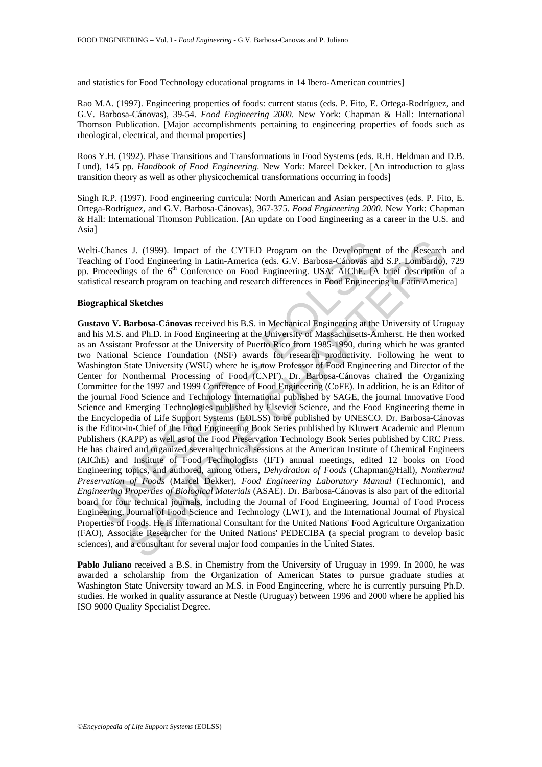and statistics for Food Technology educational programs in 14 Ibero-American countries]

Rao M.A. (1997). Engineering properties of foods: current status (eds. P. Fito, E. Ortega-Rodríguez, and G.V. Barbosa-Cánovas), 39-54. *Food Engineering 2000*. New York: Chapman & Hall: International Thomson Publication. [Major accomplishments pertaining to engineering properties of foods such as rheological, electrical, and thermal properties]

Roos Y.H. (1992). Phase Transitions and Transformations in Food Systems (eds. R.H. Heldman and D.B. Lund), 145 pp. *Handbook of Food Engineering*. New York: Marcel Dekker. [An introduction to glass transition theory as well as other physicochemical transformations occurring in foods]

Singh R.P. (1997). Food engineering curricula: North American and Asian perspectives (eds. P. Fito, E. Ortega-Rodríguez, and G.V. Barbosa-Cánovas), 367-375. *Food Engineering 2000*. New York: Chapman & Hall: International Thomson Publication. [An update on Food Engineering as a career in the U.S. and Asia]

Welti-Chanes J. (1999). Impact of the CYTED Program on the Development of the Research and Teaching of Food Engineering in Latin-America (eds. G.V. Barbosa-Cánovas and S.P. Lombardo), 729 pp. Proceedings of the 6th Conference on Food Engineering. USA: AIChE. [A brief description of a statistical research program on teaching and research differences in Food Engineering in Latin America]

**Biographical Sketches**

**Gustavo V. Barbosa-Cánovas** received his B.S. in Mechanical Engineering at the University of Uruguay and his M.S. and Ph.D. in Food Engineering at the University of Massachusetts-Amherst. He then worked as an Assistant Professor at the University of Puerto Rico from 1985-1990, during which he was granted two National Science Foundation (NSF) awards for research productivity. Following he went to Washington State University (WSU) where he is now Professor of Food Engineering and Director of the Center for Nonthermal Processing of Food (CNPF). Dr. Barbosa-Cánovas chaired the Organizing Committee for the 1997 and 1999 Conference of Food Engineering (CoFE). In addition, he is an Editor of the journal Food Science and Technology International published by SAGE, the journal Innovative Food Science and Emerging Technologies published by Elsevier Science, and the Food Engineering theme in the Encyclopedia of Life Support Systems (EOLSS) to be published by UNESCO. Dr. Barbosa-Cánovas is the Editor-in-Chief of the Food Engineering Book Series published by Kluwert Academic and Plenum Publishers (KAPP) as well as of the Food Preservation Technology Book Series published by CRC Press. He has chaired and organized several technical sessions at the American Institute of Chemical Engineers (AIChE) and Institute of Food Technologists (IFT) annual meetings, edited 12 books on Food Engineering topics, and authored, among others, *Dehydration of Foods* (Chapman@Hall), *Nonthermal Preservation of Foods* (Marcel Dekker), *Food Engineering Laboratory Manual* (Technomic), and *Engineering Properties of Biological Materials* (ASAE). Dr. Barbosa-Cánovas is also part of the editorial board for four technical journals, including the Journal of Food Engineering, Journal of Food Process Engineering, Journal of Food Science and Technology (LWT), and the International Journal of Physical Properties of Foods. He is International Consultant for the United Nations' Food Agriculture Organization (FAO), Associate Researcher for the United Nations' PEDECIBA (a special program to develop basic sciences), and a consultant for several major food companies in the United States.

**Pablo Juliano** received a B.S. in Chemistry from the University of Uruguay in 1999. In 2000, he was awarded a scholarship from the Organization of American States to pursue graduate studies at Washington State University toward an M.S. in Food Engineering, where he is currently pursuing Ph.D. studies. He worked in quality assurance at Nestle (Uruguay) between 1996 and 2000 where he applied his ISO 9000 Quality Specialist Degree.